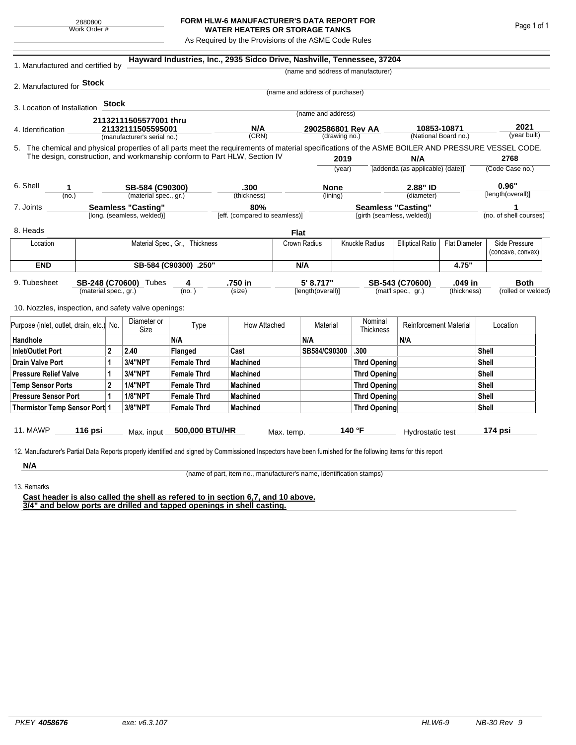2880800
Work Order #

# FORM HLW-6 MANUFACTURER'S DATA REPORT FOR WATER HEATERS OR STORAGE TANKS

As Required by the Provisions of the ASME Code Rules

1. Manufactured and certified by **Hayward Industries, Inc., 2935 Sidco Drive, Nashville, Tennessee, 37204**
(name and address of manufacturer)

2. Manufactured for **Stock**
(name and address of purchaser)

3. Location of Installation **Stock**
(name and address)

4. Identification **21132111505577001 thru 21132111505595001** (manufacturer's serial no.) **N/A** (CRN) **2902586801 Rev AA** (drawing no.) **10853-10871** (National Board no.) **2021** (year built)

5. The chemical and physical properties of all parts meet the requirements of material specifications of the ASME BOILER AND PRESSURE VESSEL CODE. The design, construction, and workmanship conform to Part HLW, Section IV **2019** (year) **N/A** [addenda (as applicable) (date)] **2768** (Code Case no.)

6. Shell **1** (no.) **SB-584 (C90300)** (material spec., gr.) **.300** (thickness) **None** (lining) **2.88" ID** (diameter) **0.96"** [length(overall)]

7. Joints **Seamless "Casting"** [long. (seamless, welded)] **80%** [eff. (compared to seamless)] **Seamless "Casting"** [girth (seamless, welded)] **1** (no. of shell courses)

8. Heads **Flat**

| Location | Material Spec., Gr., Thickness | Crown Radius | Knuckle Radius | Elliptical Ratio | Flat Diameter | Side Pressure (concave, convex) |
|---|---|---|---|---|---|---|
| **END** | **SB-584 (C90300) .250"** | **N/A** | | | **4.75"** | |

9. Tubesheet **SB-248 (C70600)** (material spec., gr.) Tubes **4** (no.) **.750 in** (size) **5' 8.717"** [length(overall)] **SB-543 (C70600)** (mat'l spec., gr.) **.049 in** (thickness) **Both** (rolled or welded)

10. Nozzles, inspection, and safety valve openings:

| Purpose (inlet, outlet, drain, etc.) | No. | Diameter or Size | Type | How Attached | Material | Nominal Thickness | Reinforcement Material | Location |
|---|---|---|---|---|---|---|---|---|
| **Handhole** | | | **N/A** | | **N/A** | | **N/A** | |
| **Inlet/Outlet Port** | **2** | **2.40** | **Flanged** | **Cast** | **SB584/C90300** | **.300** | | **Shell** |
| **Drain Valve Port** | **1** | **3/4"NPT** | **Female Thrd** | **Machined** | | **Thrd Opening** | | **Shell** |
| **Pressure Relief Valve** | **1** | **3/4"NPT** | **Female Thrd** | **Machined** | | **Thrd Opening** | | **Shell** |
| **Temp Sensor Ports** | **2** | **1/4"NPT** | **Female Thrd** | **Machined** | | **Thrd Opening** | | **Shell** |
| **Pressure Sensor Port** | **1** | **1/8"NPT** | **Female Thrd** | **Machined** | | **Thrd Opening** | | **Shell** |
| **Thermistor Temp Sensor Port** | **1** | **3/8"NPT** | **Female Thrd** | **Machined** | | **Thrd Opening** | | **Shell** |

11. MAWP **116 psi** Max. input **500,000 BTU/HR** Max. temp. **140 °F** Hydrostatic test **174 psi**

12. Manufacturer's Partial Data Reports properly identified and signed by Commissioned Inspectors have been furnished for the following items for this report

**N/A**
(name of part, item no., manufacturer's name, identification stamps)

13. Remarks

**Cast header is also called the shell as refered to in section 6,7, and 10 above.**
**3/4" and below ports are drilled and tapped openings in shell casting.**

PKEY **4058676** exe: v6.3.107 HLW6-9 NB-30 Rev 9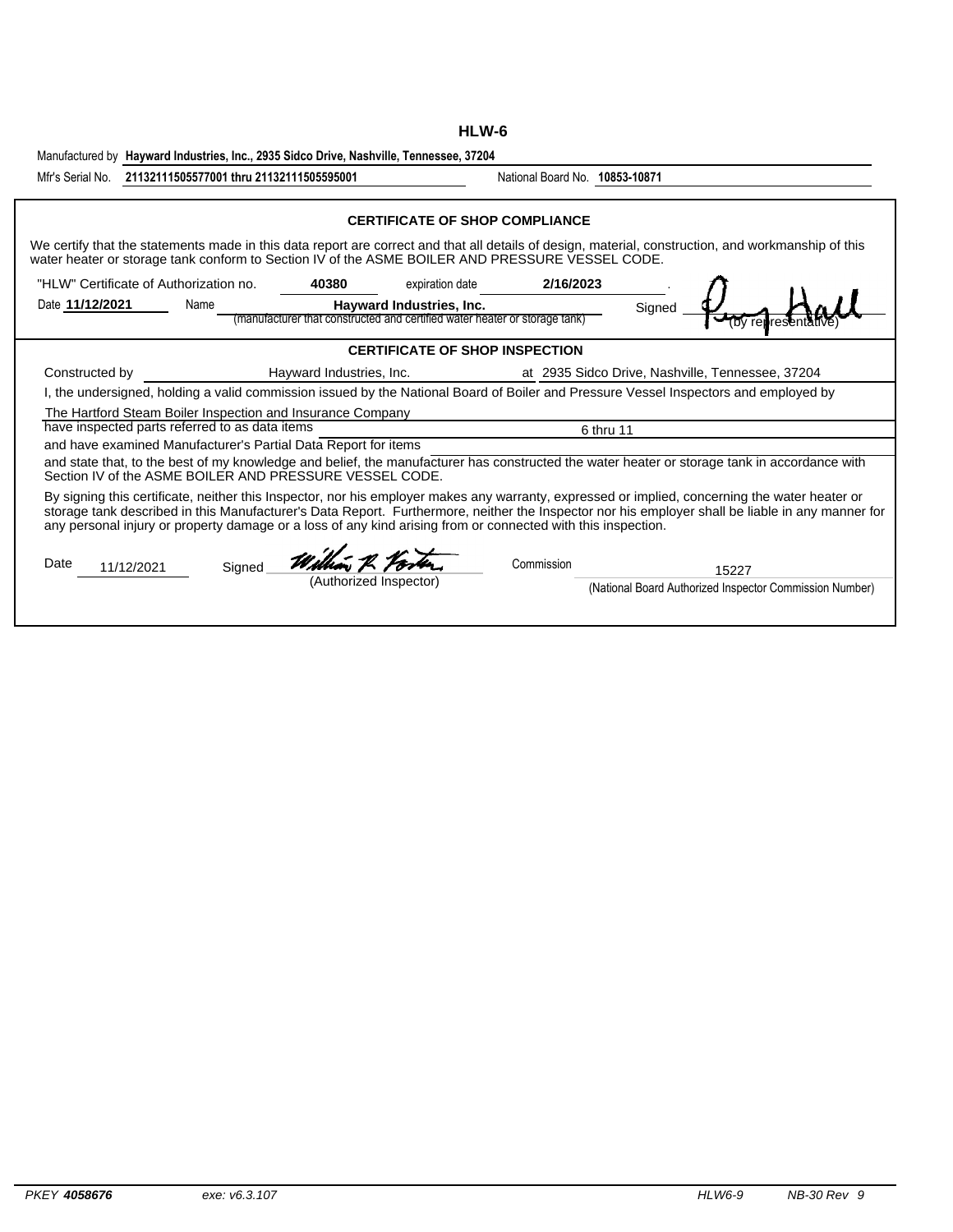# HLW-6

Manufactured by **Hayward Industries, Inc., 2935 Sidco Drive, Nashville, Tennessee, 37204**

Mfr's Serial No. **21132111505577001 thru 21132111505595001** National Board No. **10853-10871**

## CERTIFICATE OF SHOP COMPLIANCE

We certify that the statements made in this data report are correct and that all details of design, material, construction, and workmanship of this water heater or storage tank conform to Section IV of the ASME BOILER AND PRESSURE VESSEL CODE.

"HLW" Certificate of Authorization no. **40380** expiration date **2/16/2023**.

Date **11/12/2021** Name **Hayward Industries, Inc.** (manufacturer that constructed and certified water heater or storage tank) Signed Perry Hall (by representative)

## CERTIFICATE OF SHOP INSPECTION

Constructed by Hayward Industries, Inc. at 2935 Sidco Drive, Nashville, Tennessee, 37204

I, the undersigned, holding a valid commission issued by the National Board of Boiler and Pressure Vessel Inspectors and employed by The Hartford Steam Boiler Inspection and Insurance Company

have inspected parts referred to as data items 6 thru 11

and have examined Manufacturer's Partial Data Report for items

and state that, to the best of my knowledge and belief, the manufacturer has constructed the water heater or storage tank in accordance with Section IV of the ASME BOILER AND PRESSURE VESSEL CODE.

By signing this certificate, neither this Inspector, nor his employer makes any warranty, expressed or implied, concerning the water heater or storage tank described in this Manufacturer's Data Report. Furthermore, neither the Inspector nor his employer shall be liable in any manner for any personal injury or property damage or a loss of any kind arising from or connected with this inspection.

Date 11/12/2021 Signed William R. Foster (Authorized Inspector) Commission 15227 (National Board Authorized Inspector Commission Number)

PKEY 4058676 exe: v6.3.107 HLW6-9 NB-30 Rev 9